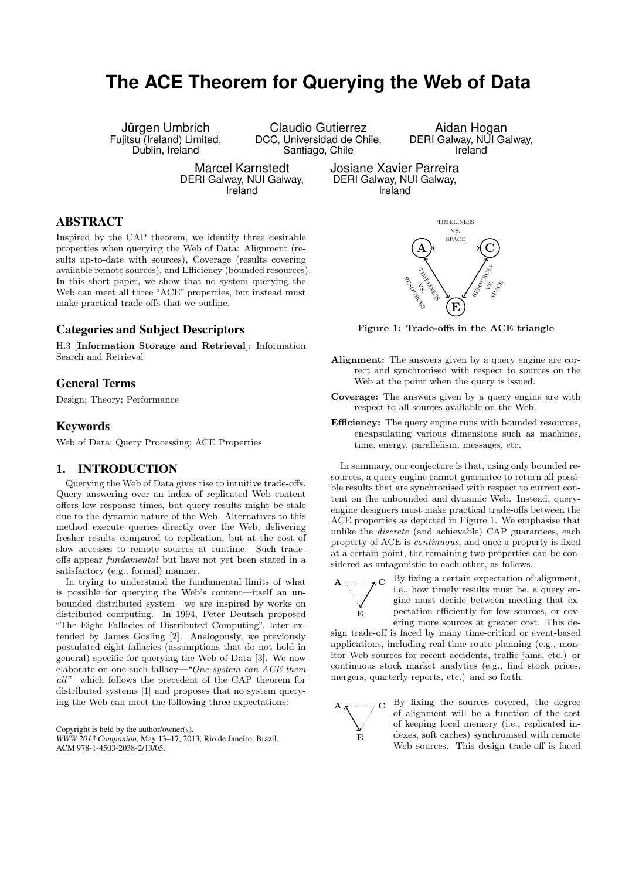# The ACE Theorem for Querying the Web of Data

Jürgen Umbrich
Fujitsu (Ireland) Limited, Dublin, Ireland

Claudio Gutierrez
DCC, Universidad de Chile, Santiago, Chile

Aidan Hogan
DERI Galway, NUI Galway, Ireland

Marcel Karnstedt
DERI Galway, NUI Galway, Ireland

Josiane Xavier Parreira
DERI Galway, NUI Galway, Ireland

## ABSTRACT

Inspired by the CAP theorem, we identify three desirable properties when querying the Web of Data: Alignment (results up-to-date with sources), Coverage (results covering available remote sources), and Efficiency (bounded resources). In this short paper, we show that no system querying the Web can meet all three "ACE" properties, but instead must make practical trade-offs that we outline.

## Categories and Subject Descriptors

H.3 [**Information Storage and Retrieval**]: Information Search and Retrieval

## General Terms

Design; Theory; Performance

## Keywords

Web of Data; Query Processing; ACE Properties

## 1. INTRODUCTION

Querying the Web of Data gives rise to intuitive trade-offs. Query answering over an index of replicated Web content offers low response times, but query results might be stale due to the dynamic nature of the Web. Alternatives to this method execute queries directly over the Web, delivering fresher results compared to replication, but at the cost of slow accesses to remote sources at runtime. Such trade-offs appear *fundamental* but have not yet been stated in a satisfactory (e.g., formal) manner.

In trying to understand the fundamental limits of what is possible for querying the Web's content—itself an unbounded distributed system—we are inspired by works on distributed computing. In 1994, Peter Deutsch proposed "The Eight Fallacies of Distributed Computing", later extended by James Gosling [2]. Analogously, we previously postulated eight fallacies (assumptions that do not hold in general) specific for querying the Web of Data [3]. We now elaborate on one such fallacy—*"One system can ACE them all"*—which follows the precedent of the CAP theorem for distributed systems [1] and proposes that no system querying the Web can meet the following three expectations:

Copyright is held by the author/owner(s).
*WWW 2013 Companion,* May 13–17, 2013, Rio de Janeiro, Brazil.
ACM 978-1-4503-2038-2/13/05.

**Figure 1: Trade-offs in the ACE triangle**

**Alignment:** The answers given by a query engine are correct and synchronised with respect to sources on the Web at the point when the query is issued.

**Coverage:** The answers given by a query engine are with respect to all sources available on the Web.

**Efficiency:** The query engine runs with bounded resources, encapsulating various dimensions such as machines, time, energy, parallelism, messages, etc.

In summary, our conjecture is that, using only bounded resources, a query engine cannot guarantee to return all possible results that are synchronised with respect to current content on the unbounded and dynamic Web. Instead, query-engine designers must make practical trade-offs between the ACE properties as depicted in Figure 1. We emphasise that unlike the *discrete* (and achievable) CAP guarantees, each property of ACE is *continuous*, and once a property is fixed at a certain point, the remaining two properties can be considered as antagonistic to each other, as follows.

By fixing a certain expectation of alignment, i.e., how timely results must be, a query engine must decide between meeting that expectation efficiently for few sources, or covering more sources at greater cost. This design trade-off is faced by many time-critical or event-based applications, including real-time route planning (e.g., monitor Web sources for recent accidents, traffic jams, etc.) or continuous stock market analytics (e.g., find stock prices, mergers, quarterly reports, etc.) and so forth.

By fixing the sources covered, the degree of alignment will be a function of the cost of keeping local memory (i.e., replicated indexes, soft caches) synchronised with remote Web sources. This design trade-off is faced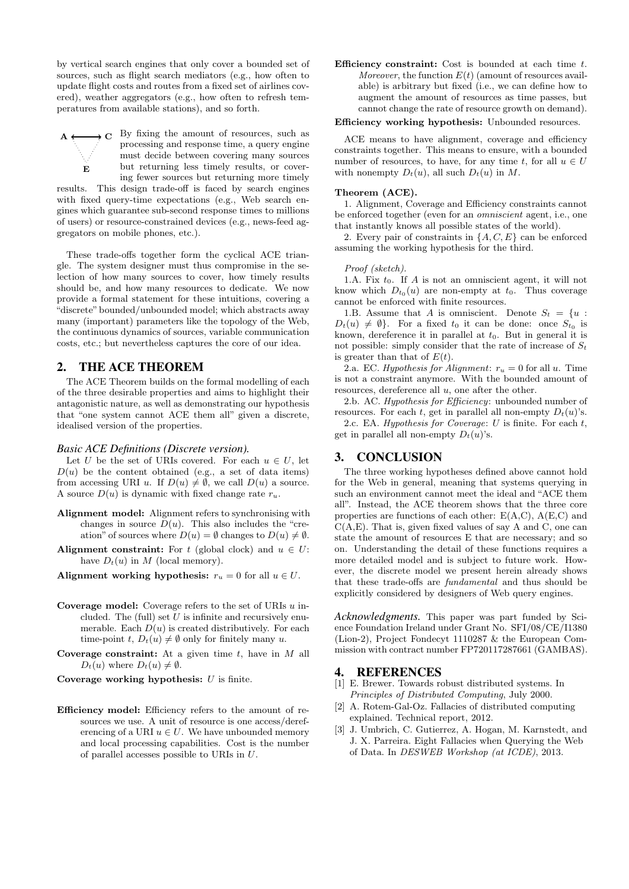by vertical search engines that only cover a bounded set of sources, such as flight search mediators (e.g., how often to update flight costs and routes from a fixed set of airlines covered), weather aggregators (e.g., how often to refresh temperatures from available stations), and so forth.

A ⟷ C
E

By fixing the amount of resources, such as processing and response time, a query engine must decide between covering many sources but returning less timely results, or covering fewer sources but returning more timely results. This design trade-off is faced by search engines with fixed query-time expectations (e.g., Web search engines which guarantee sub-second response times to millions of users) or resource-constrained devices (e.g., news-feed aggregators on mobile phones, etc.).

These trade-offs together form the cyclical ACE triangle. The system designer must thus compromise in the selection of how many sources to cover, how timely results should be, and how many resources to dedicate. We now provide a formal statement for these intuitions, covering a "discrete" bounded/unbounded model; which abstracts away many (important) parameters like the topology of the Web, the continuous dynamics of sources, variable communication costs, etc.; but nevertheless captures the core of our idea.

## 2. THE ACE THEOREM

The ACE Theorem builds on the formal modelling of each of the three desirable properties and aims to highlight their antagonistic nature, as well as demonstrating our hypothesis that "one system cannot ACE them all" given a discrete, idealised version of the properties.

### *Basic ACE Definitions (Discrete version).*

Let $U$ be the set of URIs covered. For each $u \in U$, let $D(u)$ be the content obtained (e.g., a set of data items) from accessing URI $u$. If $D(u) \neq \emptyset$, we call $D(u)$ a source. A source $D(u)$ is dynamic with fixed change rate $r_u$.

**Alignment model:** Alignment refers to synchronising with changes in source $D(u)$. This also includes the "creation" of sources where $D(u) = \emptyset$ changes to $D(u) \neq \emptyset$.

**Alignment constraint:** For $t$ (global clock) and $u \in U$: have $D_t(u)$ in $M$ (local memory).

**Alignment working hypothesis:** $r_u = 0$ for all $u \in U$.

**Coverage model:** Coverage refers to the set of URIs $u$ included. The (full) set $U$ is infinite and recursively enumerable. Each $D(u)$ is created distributively. For each time-point $t$, $D_t(u) \neq \emptyset$ only for finitely many $u$.

**Coverage constraint:** At a given time $t$, have in $M$ all $D_t(u)$ where $D_t(u) \neq \emptyset$.

**Coverage working hypothesis:** $U$ is finite.

**Efficiency model:** Efficiency refers to the amount of resources we use. A unit of resource is one access/dereferencing of a URI $u \in U$. We have unbounded memory and local processing capabilities. Cost is the number of parallel accesses possible to URIs in $U$.

**Efficiency constraint:** Cost is bounded at each time $t$. *Moreover*, the function $E(t)$ (amount of resources available) is arbitrary but fixed (i.e., we can define how to augment the amount of resources as time passes, but cannot change the rate of resource growth on demand).

**Efficiency working hypothesis:** Unbounded resources.

ACE means to have alignment, coverage and efficiency constraints together. This means to ensure, with a bounded number of resources, to have, for any time $t$, for all $u \in U$ with nonempty $D_t(u)$, all such $D_t(u)$ in $M$.

**Theorem (ACE).**

1. Alignment, Coverage and Efficiency constraints cannot be enforced together (even for an *omniscient* agent, i.e., one that instantly knows all possible states of the world).

2. Every pair of constraints in $\{A, C, E\}$ can be enforced assuming the working hypothesis for the third.

*Proof (sketch).*

1.A. Fix $t_0$. If $A$ is not an omniscient agent, it will not know which $D_{t_0}(u)$ are non-empty at $t_0$. Thus coverage cannot be enforced with finite resources.

1.B. Assume that $A$ is omniscient. Denote $S_t = \{u : D_t(u) \neq \emptyset\}$. For a fixed $t_0$ it can be done: once $S_{t_0}$ is known, dereference it in parallel at $t_0$. But in general it is not possible: simply consider that the rate of increase of $S_t$ is greater than that of $E(t)$.

2.a. EC. *Hypothesis for Alignment*: $r_u = 0$ for all $u$. Time is not a constraint anymore. With the bounded amount of resources, dereference all $u$, one after the other.

2.b. AC. *Hypothesis for Efficiency*: unbounded number of resources. For each $t$, get in parallel all non-empty $D_t(u)$'s.

2.c. EA. *Hypothesis for Coverage*: $U$ is finite. For each $t$, get in parallel all non-empty $D_t(u)$'s.

## 3. CONCLUSION

The three working hypotheses defined above cannot hold for the Web in general, meaning that systems querying in such an environment cannot meet the ideal and "ACE them all". Instead, the ACE theorem shows that the three core properties are functions of each other: E(A,C), A(E,C) and C(A,E). That is, given fixed values of say A and C, one can state the amount of resources E that are necessary; and so on. Understanding the detail of these functions requires a more detailed model and is subject to future work. However, the discrete model we present herein already shows that these trade-offs are *fundamental* and thus should be explicitly considered by designers of Web query engines.

***Acknowledgments.*** This paper was part funded by Science Foundation Ireland under Grant No. SFI/08/CE/I1380 (Lion-2), Project Fondecyt 1110287 & the European Commission with contract number FP720117287661 (GAMBAS).

## 4. REFERENCES

[1] E. Brewer. Towards robust distributed systems. In *Principles of Distributed Computing*, July 2000.

[2] A. Rotem-Gal-Oz. Fallacies of distributed computing explained. Technical report, 2012.

[3] J. Umbrich, C. Gutierrez, A. Hogan, M. Karnstedt, and J. X. Parreira. Eight Fallacies when Querying the Web of Data. In *DESWEB Workshop (at ICDE)*, 2013.